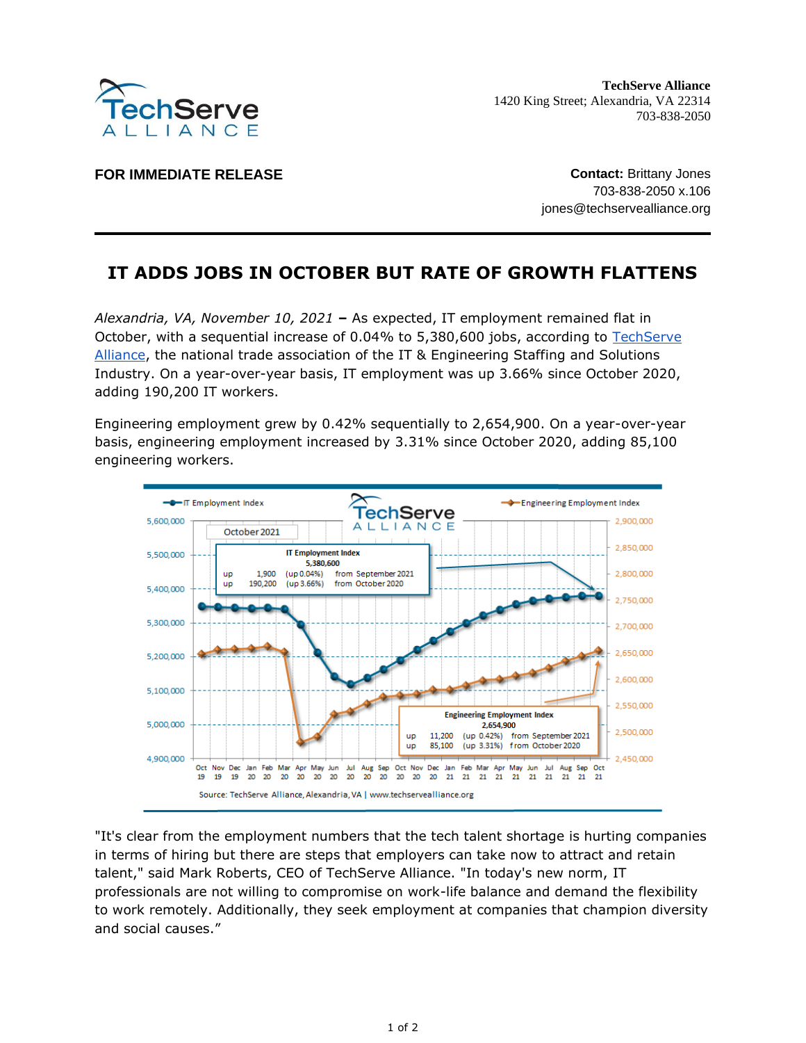**TechServe Alliance**
1420 King Street; Alexandria, VA 22314
703-838-2050

**FOR IMMEDIATE RELEASE**

**Contact:** Brittany Jones
703-838-2050 x.106
jones@techservealliance.org

# IT ADDS JOBS IN OCTOBER BUT RATE OF GROWTH FLATTENS

*Alexandria, VA, November 10, 2021* **–** As expected, IT employment remained flat in October, with a sequential increase of 0.04% to 5,380,600 jobs, according to TechServe Alliance, the national trade association of the IT & Engineering Staffing and Solutions Industry. On a year-over-year basis, IT employment was up 3.66% since October 2020, adding 190,200 IT workers.

Engineering employment grew by 0.42% sequentially to 2,654,900. On a year-over-year basis, engineering employment increased by 3.31% since October 2020, adding 85,100 engineering workers.

"It's clear from the employment numbers that the tech talent shortage is hurting companies in terms of hiring but there are steps that employers can take now to attract and retain talent," said Mark Roberts, CEO of TechServe Alliance. "In today's new norm, IT professionals are not willing to compromise on work-life balance and demand the flexibility to work remotely. Additionally, they seek employment at companies that champion diversity and social causes."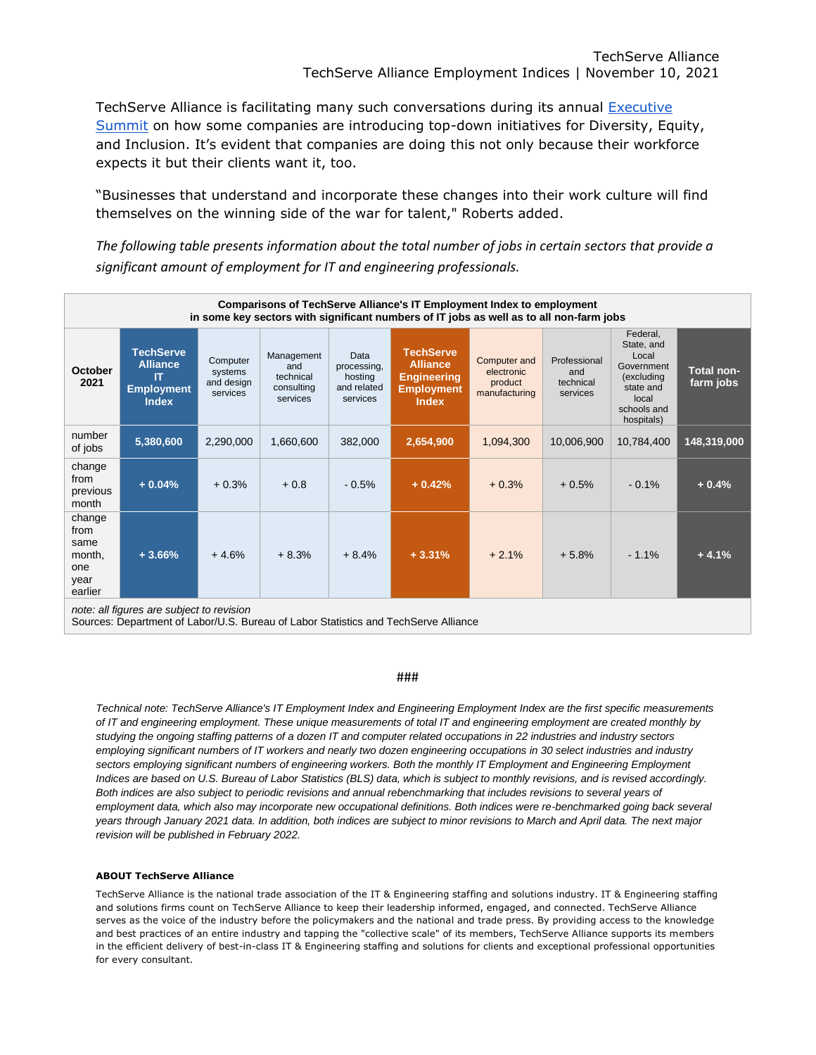TechServe Alliance is facilitating many such conversations during its annual [Executive Summit](#) on how some companies are introducing top-down initiatives for Diversity, Equity, and Inclusion. It's evident that companies are doing this not only because their workforce expects it but their clients want it, too.

"Businesses that understand and incorporate these changes into their work culture will find themselves on the winning side of the war for talent," Roberts added.

*The following table presents information about the total number of jobs in certain sectors that provide a significant amount of employment for IT and engineering professionals.*

**Comparisons of TechServe Alliance's IT Employment Index to employment in some key sectors with significant numbers of IT jobs as well as to all non-farm jobs**

| October 2021 | TechServe Alliance IT Employment Index | Computer systems and design services | Management and technical consulting services | Data processing, hosting and related services | TechServe Alliance Engineering Employment Index | Computer and electronic product manufacturing | Professional and technical services | Federal, State, and Local Government (excluding state and local schools and hospitals) | Total non-farm jobs |
|---|---|---|---|---|---|---|---|---|---|
| number of jobs | **5,380,600** | 2,290,000 | 1,660,600 | 382,000 | **2,654,900** | 1,094,300 | 10,006,900 | 10,784,400 | **148,319,000** |
| change from previous month | **+ 0.04%** | + 0.3% | + 0.8 | - 0.5% | **+ 0.42%** | + 0.3% | + 0.5% | - 0.1% | **+ 0.4%** |
| change from same month, one year earlier | **+ 3.66%** | + 4.6% | + 8.3% | + 8.4% | **+ 3.31%** | + 2.1% | + 5.8% | - 1.1% | **+ 4.1%** |

*note: all figures are subject to revision*
Sources: Department of Labor/U.S. Bureau of Labor Statistics and TechServe Alliance

###

*Technical note: TechServe Alliance's IT Employment Index and Engineering Employment Index are the first specific measurements of IT and engineering employment. These unique measurements of total IT and engineering employment are created monthly by studying the ongoing staffing patterns of a dozen IT and computer related occupations in 22 industries and industry sectors employing significant numbers of IT workers and nearly two dozen engineering occupations in 30 select industries and industry sectors employing significant numbers of engineering workers. Both the monthly IT Employment and Engineering Employment Indices are based on U.S. Bureau of Labor Statistics (BLS) data, which is subject to monthly revisions, and is revised accordingly. Both indices are also subject to periodic revisions and annual rebenchmarking that includes revisions to several years of employment data, which also may incorporate new occupational definitions. Both indices were re-benchmarked going back several years through January 2021 data. In addition, both indices are subject to minor revisions to March and April data. The next major revision will be published in February 2022.*

**ABOUT TechServe Alliance**

TechServe Alliance is the national trade association of the IT & Engineering staffing and solutions industry. IT & Engineering staffing and solutions firms count on TechServe Alliance to keep their leadership informed, engaged, and connected. TechServe Alliance serves as the voice of the industry before the policymakers and the national and trade press. By providing access to the knowledge and best practices of an entire industry and tapping the "collective scale" of its members, TechServe Alliance supports its members in the efficient delivery of best-in-class IT & Engineering staffing and solutions for clients and exceptional professional opportunities for every consultant.